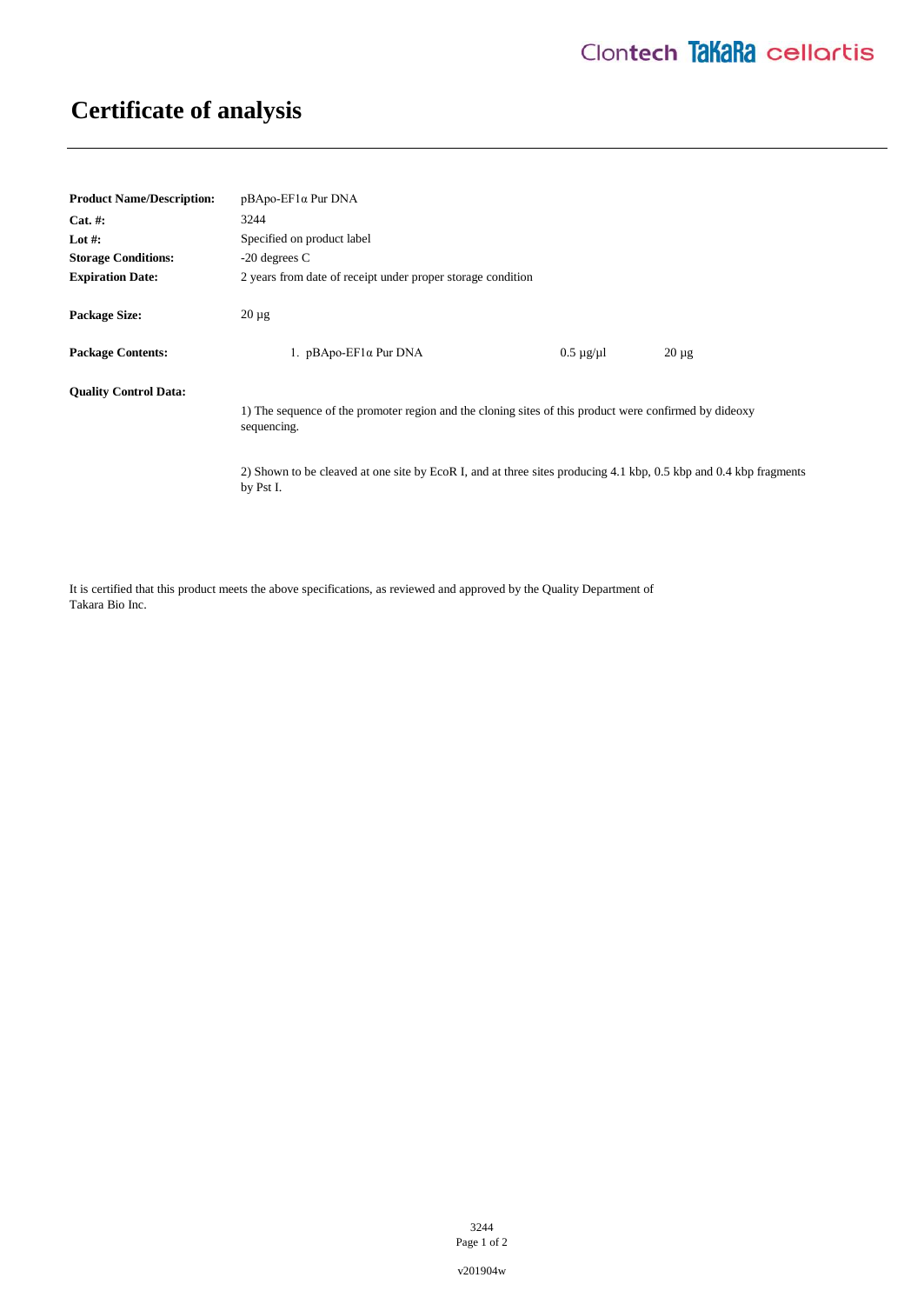# Certificate of analysis

**Product Name/Description:** pBApo-EF1α Pur DNA

**Cat. #:** 3244

**Lot #:** Specified on product label

**Storage Conditions:** -20 degrees C

**Expiration Date:** 2 years from date of receipt under proper storage condition

**Package Size:** 20 µg

**Package Contents:**

| | | |
|---|---|---|
| 1. pBApo-EF1α Pur DNA | 0.5 µg/µl | 20 µg |

**Quality Control Data:**

1) The sequence of the promoter region and the cloning sites of this product were confirmed by dideoxy sequencing.

2) Shown to be cleaved at one site by EcoR I, and at three sites producing 4.1 kbp, 0.5 kbp and 0.4 kbp fragments by Pst I.

It is certified that this product meets the above specifications, as reviewed and approved by the Quality Department of Takara Bio Inc.

v201904w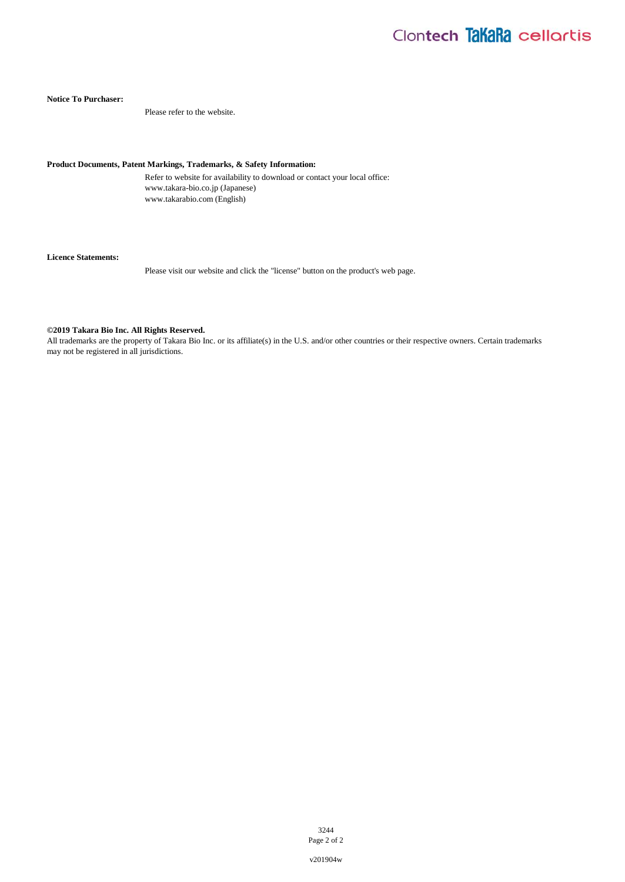**Notice To Purchaser:**

Please refer to the website.

**Product Documents, Patent Markings, Trademarks, & Safety Information:**

Refer to website for availability to download or contact your local office:
www.takara-bio.co.jp (Japanese)
www.takarabio.com (English)

**Licence Statements:**

Please visit our website and click the "license" button on the product's web page.

**©2019 Takara Bio Inc. All Rights Reserved.**
All trademarks are the property of Takara Bio Inc. or its affiliate(s) in the U.S. and/or other countries or their respective owners. Certain trademarks may not be registered in all jurisdictions.

3244

v201904w